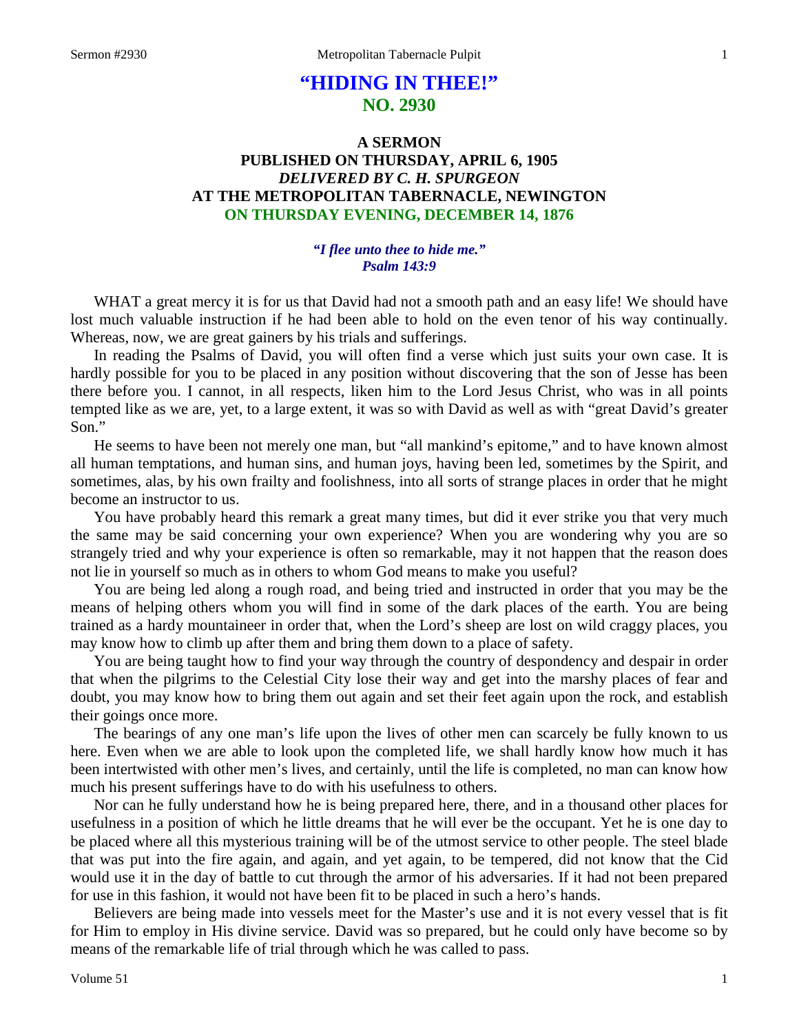# "HIDING IN THEE!"
## NO. 2930

### A SERMON
### PUBLISHED ON THURSDAY, APRIL 6, 1905
### *DELIVERED BY C. H. SPURGEON*
### AT THE METROPOLITAN TABERNACLE, NEWINGTON
### ON THURSDAY EVENING, DECEMBER 14, 1876

***"I flee unto thee to hide me."***
***Psalm 143:9***

WHAT a great mercy it is for us that David had not a smooth path and an easy life! We should have lost much valuable instruction if he had been able to hold on the even tenor of his way continually. Whereas, now, we are great gainers by his trials and sufferings.

In reading the Psalms of David, you will often find a verse which just suits your own case. It is hardly possible for you to be placed in any position without discovering that the son of Jesse has been there before you. I cannot, in all respects, liken him to the Lord Jesus Christ, who was in all points tempted like as we are, yet, to a large extent, it was so with David as well as with "great David's greater Son."

He seems to have been not merely one man, but "all mankind's epitome," and to have known almost all human temptations, and human sins, and human joys, having been led, sometimes by the Spirit, and sometimes, alas, by his own frailty and foolishness, into all sorts of strange places in order that he might become an instructor to us.

You have probably heard this remark a great many times, but did it ever strike you that very much the same may be said concerning your own experience? When you are wondering why you are so strangely tried and why your experience is often so remarkable, may it not happen that the reason does not lie in yourself so much as in others to whom God means to make you useful?

You are being led along a rough road, and being tried and instructed in order that you may be the means of helping others whom you will find in some of the dark places of the earth. You are being trained as a hardy mountaineer in order that, when the Lord's sheep are lost on wild craggy places, you may know how to climb up after them and bring them down to a place of safety.

You are being taught how to find your way through the country of despondency and despair in order that when the pilgrims to the Celestial City lose their way and get into the marshy places of fear and doubt, you may know how to bring them out again and set their feet again upon the rock, and establish their goings once more.

The bearings of any one man's life upon the lives of other men can scarcely be fully known to us here. Even when we are able to look upon the completed life, we shall hardly know how much it has been intertwisted with other men's lives, and certainly, until the life is completed, no man can know how much his present sufferings have to do with his usefulness to others.

Nor can he fully understand how he is being prepared here, there, and in a thousand other places for usefulness in a position of which he little dreams that he will ever be the occupant. Yet he is one day to be placed where all this mysterious training will be of the utmost service to other people. The steel blade that was put into the fire again, and again, and yet again, to be tempered, did not know that the Cid would use it in the day of battle to cut through the armor of his adversaries. If it had not been prepared for use in this fashion, it would not have been fit to be placed in such a hero's hands.

Believers are being made into vessels meet for the Master's use and it is not every vessel that is fit for Him to employ in His divine service. David was so prepared, but he could only have become so by means of the remarkable life of trial through which he was called to pass.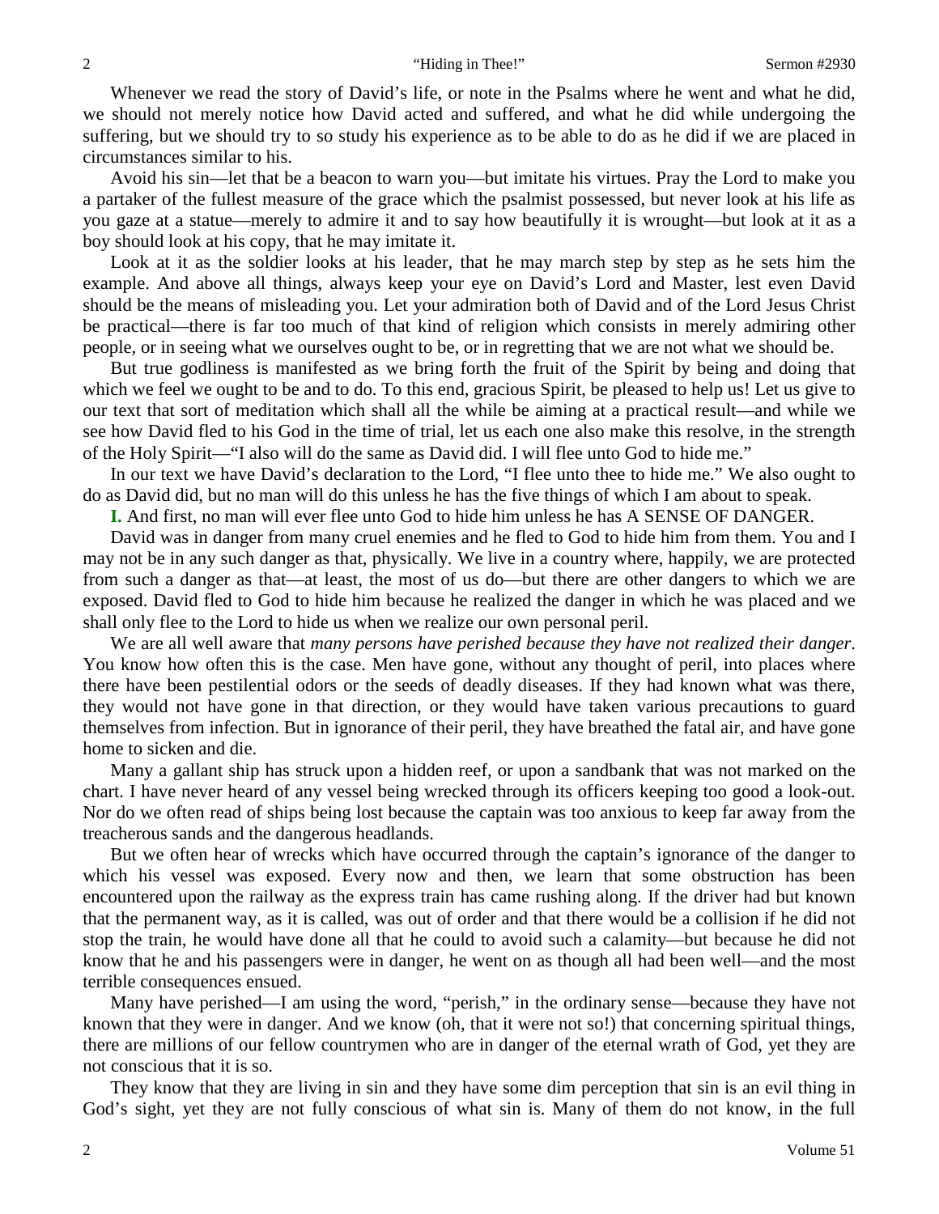Whenever we read the story of David's life, or note in the Psalms where he went and what he did, we should not merely notice how David acted and suffered, and what he did while undergoing the suffering, but we should try to so study his experience as to be able to do as he did if we are placed in circumstances similar to his.

Avoid his sin—let that be a beacon to warn you—but imitate his virtues. Pray the Lord to make you a partaker of the fullest measure of the grace which the psalmist possessed, but never look at his life as you gaze at a statue—merely to admire it and to say how beautifully it is wrought—but look at it as a boy should look at his copy, that he may imitate it.

Look at it as the soldier looks at his leader, that he may march step by step as he sets him the example. And above all things, always keep your eye on David's Lord and Master, lest even David should be the means of misleading you. Let your admiration both of David and of the Lord Jesus Christ be practical—there is far too much of that kind of religion which consists in merely admiring other people, or in seeing what we ourselves ought to be, or in regretting that we are not what we should be.

But true godliness is manifested as we bring forth the fruit of the Spirit by being and doing that which we feel we ought to be and to do. To this end, gracious Spirit, be pleased to help us! Let us give to our text that sort of meditation which shall all the while be aiming at a practical result—and while we see how David fled to his God in the time of trial, let us each one also make this resolve, in the strength of the Holy Spirit—"I also will do the same as David did. I will flee unto God to hide me."

In our text we have David's declaration to the Lord, "I flee unto thee to hide me." We also ought to do as David did, but no man will do this unless he has the five things of which I am about to speak.

**I.** And first, no man will ever flee unto God to hide him unless he has A SENSE OF DANGER.

David was in danger from many cruel enemies and he fled to God to hide him from them. You and I may not be in any such danger as that, physically. We live in a country where, happily, we are protected from such a danger as that—at least, the most of us do—but there are other dangers to which we are exposed. David fled to God to hide him because he realized the danger in which he was placed and we shall only flee to the Lord to hide us when we realize our own personal peril.

We are all well aware that *many persons have perished because they have not realized their danger*. You know how often this is the case. Men have gone, without any thought of peril, into places where there have been pestilential odors or the seeds of deadly diseases. If they had known what was there, they would not have gone in that direction, or they would have taken various precautions to guard themselves from infection. But in ignorance of their peril, they have breathed the fatal air, and have gone home to sicken and die.

Many a gallant ship has struck upon a hidden reef, or upon a sandbank that was not marked on the chart. I have never heard of any vessel being wrecked through its officers keeping too good a look-out. Nor do we often read of ships being lost because the captain was too anxious to keep far away from the treacherous sands and the dangerous headlands.

But we often hear of wrecks which have occurred through the captain's ignorance of the danger to which his vessel was exposed. Every now and then, we learn that some obstruction has been encountered upon the railway as the express train has came rushing along. If the driver had but known that the permanent way, as it is called, was out of order and that there would be a collision if he did not stop the train, he would have done all that he could to avoid such a calamity—but because he did not know that he and his passengers were in danger, he went on as though all had been well—and the most terrible consequences ensued.

Many have perished—I am using the word, "perish," in the ordinary sense—because they have not known that they were in danger. And we know (oh, that it were not so!) that concerning spiritual things, there are millions of our fellow countrymen who are in danger of the eternal wrath of God, yet they are not conscious that it is so.

They know that they are living in sin and they have some dim perception that sin is an evil thing in God's sight, yet they are not fully conscious of what sin is. Many of them do not know, in the full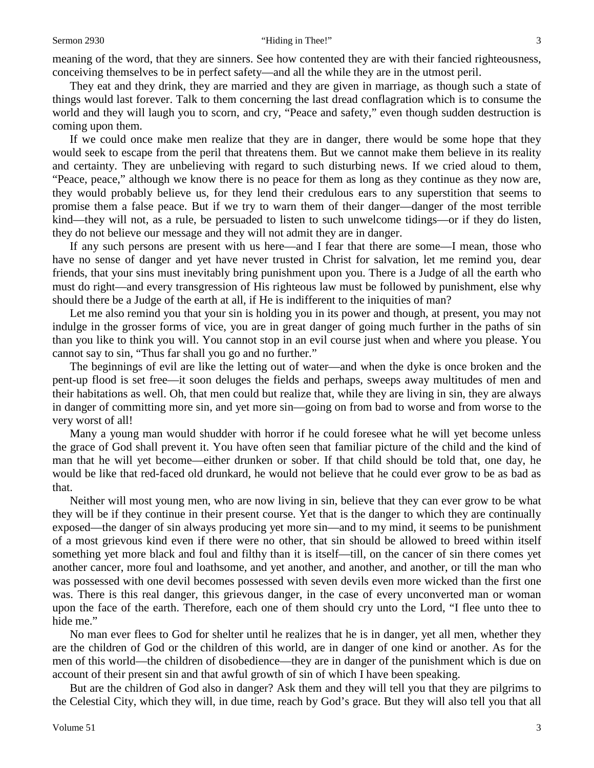meaning of the word, that they are sinners. See how contented they are with their fancied righteousness, conceiving themselves to be in perfect safety—and all the while they are in the utmost peril.

They eat and they drink, they are married and they are given in marriage, as though such a state of things would last forever. Talk to them concerning the last dread conflagration which is to consume the world and they will laugh you to scorn, and cry, "Peace and safety," even though sudden destruction is coming upon them.

If we could once make men realize that they are in danger, there would be some hope that they would seek to escape from the peril that threatens them. But we cannot make them believe in its reality and certainty. They are unbelieving with regard to such disturbing news. If we cried aloud to them, "Peace, peace," although we know there is no peace for them as long as they continue as they now are, they would probably believe us, for they lend their credulous ears to any superstition that seems to promise them a false peace. But if we try to warn them of their danger—danger of the most terrible kind—they will not, as a rule, be persuaded to listen to such unwelcome tidings—or if they do listen, they do not believe our message and they will not admit they are in danger.

If any such persons are present with us here—and I fear that there are some—I mean, those who have no sense of danger and yet have never trusted in Christ for salvation, let me remind you, dear friends, that your sins must inevitably bring punishment upon you. There is a Judge of all the earth who must do right—and every transgression of His righteous law must be followed by punishment, else why should there be a Judge of the earth at all, if He is indifferent to the iniquities of man?

Let me also remind you that your sin is holding you in its power and though, at present, you may not indulge in the grosser forms of vice, you are in great danger of going much further in the paths of sin than you like to think you will. You cannot stop in an evil course just when and where you please. You cannot say to sin, "Thus far shall you go and no further."

The beginnings of evil are like the letting out of water—and when the dyke is once broken and the pent-up flood is set free—it soon deluges the fields and perhaps, sweeps away multitudes of men and their habitations as well. Oh, that men could but realize that, while they are living in sin, they are always in danger of committing more sin, and yet more sin—going on from bad to worse and from worse to the very worst of all!

Many a young man would shudder with horror if he could foresee what he will yet become unless the grace of God shall prevent it. You have often seen that familiar picture of the child and the kind of man that he will yet become—either drunken or sober. If that child should be told that, one day, he would be like that red-faced old drunkard, he would not believe that he could ever grow to be as bad as that.

Neither will most young men, who are now living in sin, believe that they can ever grow to be what they will be if they continue in their present course. Yet that is the danger to which they are continually exposed—the danger of sin always producing yet more sin—and to my mind, it seems to be punishment of a most grievous kind even if there were no other, that sin should be allowed to breed within itself something yet more black and foul and filthy than it is itself—till, on the cancer of sin there comes yet another cancer, more foul and loathsome, and yet another, and another, and another, or till the man who was possessed with one devil becomes possessed with seven devils even more wicked than the first one was. There is this real danger, this grievous danger, in the case of every unconverted man or woman upon the face of the earth. Therefore, each one of them should cry unto the Lord, "I flee unto thee to hide me."

No man ever flees to God for shelter until he realizes that he is in danger, yet all men, whether they are the children of God or the children of this world, are in danger of one kind or another. As for the men of this world—the children of disobedience—they are in danger of the punishment which is due on account of their present sin and that awful growth of sin of which I have been speaking.

But are the children of God also in danger? Ask them and they will tell you that they are pilgrims to the Celestial City, which they will, in due time, reach by God's grace. But they will also tell you that all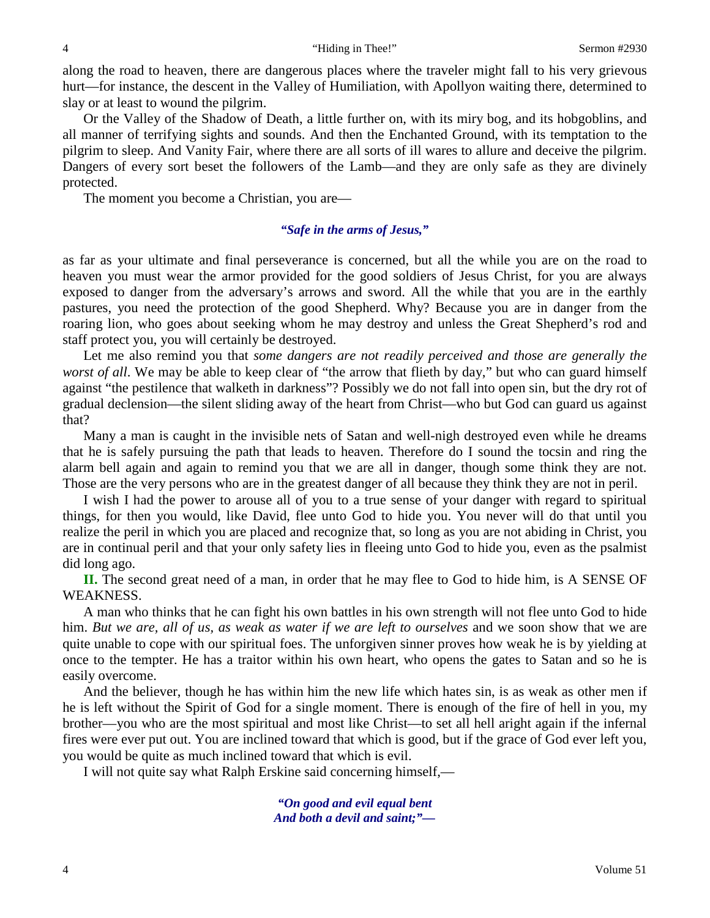along the road to heaven, there are dangerous places where the traveler might fall to his very grievous hurt—for instance, the descent in the Valley of Humiliation, with Apollyon waiting there, determined to slay or at least to wound the pilgrim.

Or the Valley of the Shadow of Death, a little further on, with its miry bog, and its hobgoblins, and all manner of terrifying sights and sounds. And then the Enchanted Ground, with its temptation to the pilgrim to sleep. And Vanity Fair, where there are all sorts of ill wares to allure and deceive the pilgrim. Dangers of every sort beset the followers of the Lamb—and they are only safe as they are divinely protected.

The moment you become a Christian, you are—

*"Safe in the arms of Jesus,"*

as far as your ultimate and final perseverance is concerned, but all the while you are on the road to heaven you must wear the armor provided for the good soldiers of Jesus Christ, for you are always exposed to danger from the adversary's arrows and sword. All the while that you are in the earthly pastures, you need the protection of the good Shepherd. Why? Because you are in danger from the roaring lion, who goes about seeking whom he may destroy and unless the Great Shepherd's rod and staff protect you, you will certainly be destroyed.

Let me also remind you that *some dangers are not readily perceived and those are generally the worst of all*. We may be able to keep clear of "the arrow that flieth by day," but who can guard himself against "the pestilence that walketh in darkness"? Possibly we do not fall into open sin, but the dry rot of gradual declension—the silent sliding away of the heart from Christ—who but God can guard us against that?

Many a man is caught in the invisible nets of Satan and well-nigh destroyed even while he dreams that he is safely pursuing the path that leads to heaven. Therefore do I sound the tocsin and ring the alarm bell again and again to remind you that we are all in danger, though some think they are not. Those are the very persons who are in the greatest danger of all because they think they are not in peril.

I wish I had the power to arouse all of you to a true sense of your danger with regard to spiritual things, for then you would, like David, flee unto God to hide you. You never will do that until you realize the peril in which you are placed and recognize that, so long as you are not abiding in Christ, you are in continual peril and that your only safety lies in fleeing unto God to hide you, even as the psalmist did long ago.

**II.** The second great need of a man, in order that he may flee to God to hide him, is A SENSE OF WEAKNESS.

A man who thinks that he can fight his own battles in his own strength will not flee unto God to hide him. *But we are, all of us, as weak as water if we are left to ourselves* and we soon show that we are quite unable to cope with our spiritual foes. The unforgiven sinner proves how weak he is by yielding at once to the tempter. He has a traitor within his own heart, who opens the gates to Satan and so he is easily overcome.

And the believer, though he has within him the new life which hates sin, is as weak as other men if he is left without the Spirit of God for a single moment. There is enough of the fire of hell in you, my brother—you who are the most spiritual and most like Christ—to set all hell aright again if the infernal fires were ever put out. You are inclined toward that which is good, but if the grace of God ever left you, you would be quite as much inclined toward that which is evil.

I will not quite say what Ralph Erskine said concerning himself,—

*"On good and evil equal bent*
*And both a devil and saint;"—*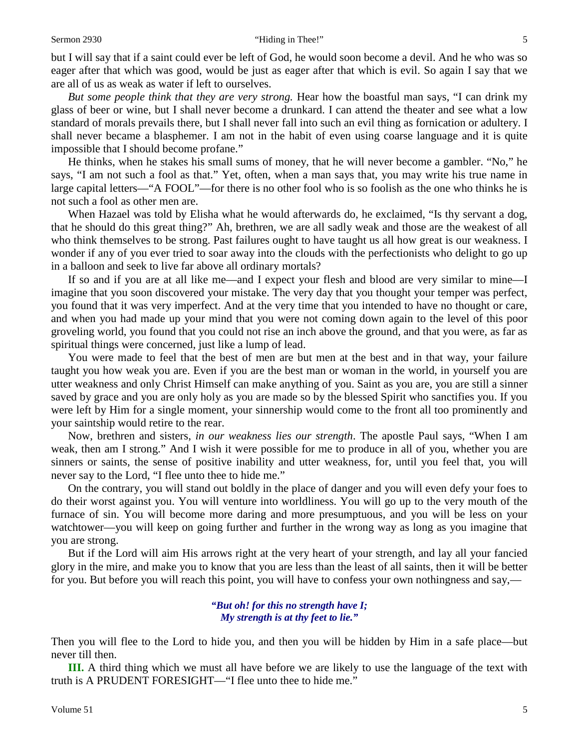but I will say that if a saint could ever be left of God, he would soon become a devil. And he who was so eager after that which was good, would be just as eager after that which is evil. So again I say that we are all of us as weak as water if left to ourselves.

*But some people think that they are very strong.* Hear how the boastful man says, "I can drink my glass of beer or wine, but I shall never become a drunkard. I can attend the theater and see what a low standard of morals prevails there, but I shall never fall into such an evil thing as fornication or adultery. I shall never became a blasphemer. I am not in the habit of even using coarse language and it is quite impossible that I should become profane."

He thinks, when he stakes his small sums of money, that he will never become a gambler. "No," he says, "I am not such a fool as that." Yet, often, when a man says that, you may write his true name in large capital letters—"A FOOL"—for there is no other fool who is so foolish as the one who thinks he is not such a fool as other men are.

When Hazael was told by Elisha what he would afterwards do, he exclaimed, "Is thy servant a dog, that he should do this great thing?" Ah, brethren, we are all sadly weak and those are the weakest of all who think themselves to be strong. Past failures ought to have taught us all how great is our weakness. I wonder if any of you ever tried to soar away into the clouds with the perfectionists who delight to go up in a balloon and seek to live far above all ordinary mortals?

If so and if you are at all like me—and I expect your flesh and blood are very similar to mine—I imagine that you soon discovered your mistake. The very day that you thought your temper was perfect, you found that it was very imperfect. And at the very time that you intended to have no thought or care, and when you had made up your mind that you were not coming down again to the level of this poor groveling world, you found that you could not rise an inch above the ground, and that you were, as far as spiritual things were concerned, just like a lump of lead.

You were made to feel that the best of men are but men at the best and in that way, your failure taught you how weak you are. Even if you are the best man or woman in the world, in yourself you are utter weakness and only Christ Himself can make anything of you. Saint as you are, you are still a sinner saved by grace and you are only holy as you are made so by the blessed Spirit who sanctifies you. If you were left by Him for a single moment, your sinnership would come to the front all too prominently and your saintship would retire to the rear.

Now, brethren and sisters, *in our weakness lies our strength*. The apostle Paul says, "When I am weak, then am I strong." And I wish it were possible for me to produce in all of you, whether you are sinners or saints, the sense of positive inability and utter weakness, for, until you feel that, you will never say to the Lord, "I flee unto thee to hide me."

On the contrary, you will stand out boldly in the place of danger and you will even defy your foes to do their worst against you. You will venture into worldliness. You will go up to the very mouth of the furnace of sin. You will become more daring and more presumptuous, and you will be less on your watchtower—you will keep on going further and further in the wrong way as long as you imagine that you are strong.

But if the Lord will aim His arrows right at the very heart of your strength, and lay all your fancied glory in the mire, and make you to know that you are less than the least of all saints, then it will be better for you. But before you will reach this point, you will have to confess your own nothingness and say,—

*"But oh! for this no strength have I;*
*My strength is at thy feet to lie."*

Then you will flee to the Lord to hide you, and then you will be hidden by Him in a safe place—but never till then.

**III.** A third thing which we must all have before we are likely to use the language of the text with truth is A PRUDENT FORESIGHT—"I flee unto thee to hide me."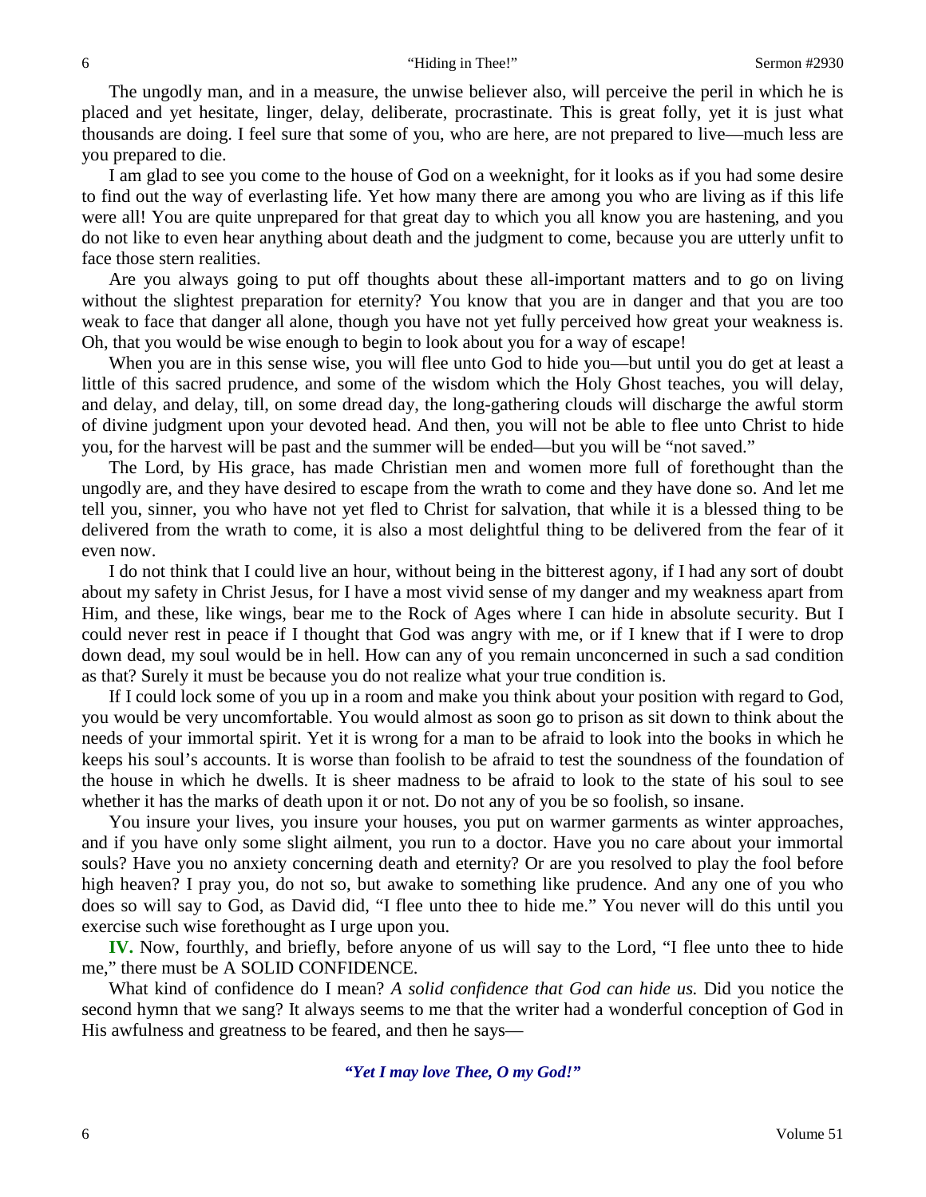The ungodly man, and in a measure, the unwise believer also, will perceive the peril in which he is placed and yet hesitate, linger, delay, deliberate, procrastinate. This is great folly, yet it is just what thousands are doing. I feel sure that some of you, who are here, are not prepared to live—much less are you prepared to die.

I am glad to see you come to the house of God on a weeknight, for it looks as if you had some desire to find out the way of everlasting life. Yet how many there are among you who are living as if this life were all! You are quite unprepared for that great day to which you all know you are hastening, and you do not like to even hear anything about death and the judgment to come, because you are utterly unfit to face those stern realities.

Are you always going to put off thoughts about these all-important matters and to go on living without the slightest preparation for eternity? You know that you are in danger and that you are too weak to face that danger all alone, though you have not yet fully perceived how great your weakness is. Oh, that you would be wise enough to begin to look about you for a way of escape!

When you are in this sense wise, you will flee unto God to hide you—but until you do get at least a little of this sacred prudence, and some of the wisdom which the Holy Ghost teaches, you will delay, and delay, and delay, till, on some dread day, the long-gathering clouds will discharge the awful storm of divine judgment upon your devoted head. And then, you will not be able to flee unto Christ to hide you, for the harvest will be past and the summer will be ended—but you will be "not saved."

The Lord, by His grace, has made Christian men and women more full of forethought than the ungodly are, and they have desired to escape from the wrath to come and they have done so. And let me tell you, sinner, you who have not yet fled to Christ for salvation, that while it is a blessed thing to be delivered from the wrath to come, it is also a most delightful thing to be delivered from the fear of it even now.

I do not think that I could live an hour, without being in the bitterest agony, if I had any sort of doubt about my safety in Christ Jesus, for I have a most vivid sense of my danger and my weakness apart from Him, and these, like wings, bear me to the Rock of Ages where I can hide in absolute security. But I could never rest in peace if I thought that God was angry with me, or if I knew that if I were to drop down dead, my soul would be in hell. How can any of you remain unconcerned in such a sad condition as that? Surely it must be because you do not realize what your true condition is.

If I could lock some of you up in a room and make you think about your position with regard to God, you would be very uncomfortable. You would almost as soon go to prison as sit down to think about the needs of your immortal spirit. Yet it is wrong for a man to be afraid to look into the books in which he keeps his soul's accounts. It is worse than foolish to be afraid to test the soundness of the foundation of the house in which he dwells. It is sheer madness to be afraid to look to the state of his soul to see whether it has the marks of death upon it or not. Do not any of you be so foolish, so insane.

You insure your lives, you insure your houses, you put on warmer garments as winter approaches, and if you have only some slight ailment, you run to a doctor. Have you no care about your immortal souls? Have you no anxiety concerning death and eternity? Or are you resolved to play the fool before high heaven? I pray you, do not so, but awake to something like prudence. And any one of you who does so will say to God, as David did, "I flee unto thee to hide me." You never will do this until you exercise such wise forethought as I urge upon you.

**IV.** Now, fourthly, and briefly, before anyone of us will say to the Lord, "I flee unto thee to hide me," there must be A SOLID CONFIDENCE.

What kind of confidence do I mean? *A solid confidence that God can hide us.* Did you notice the second hymn that we sang? It always seems to me that the writer had a wonderful conception of God in His awfulness and greatness to be feared, and then he says—

***"Yet I may love Thee, O my God!"***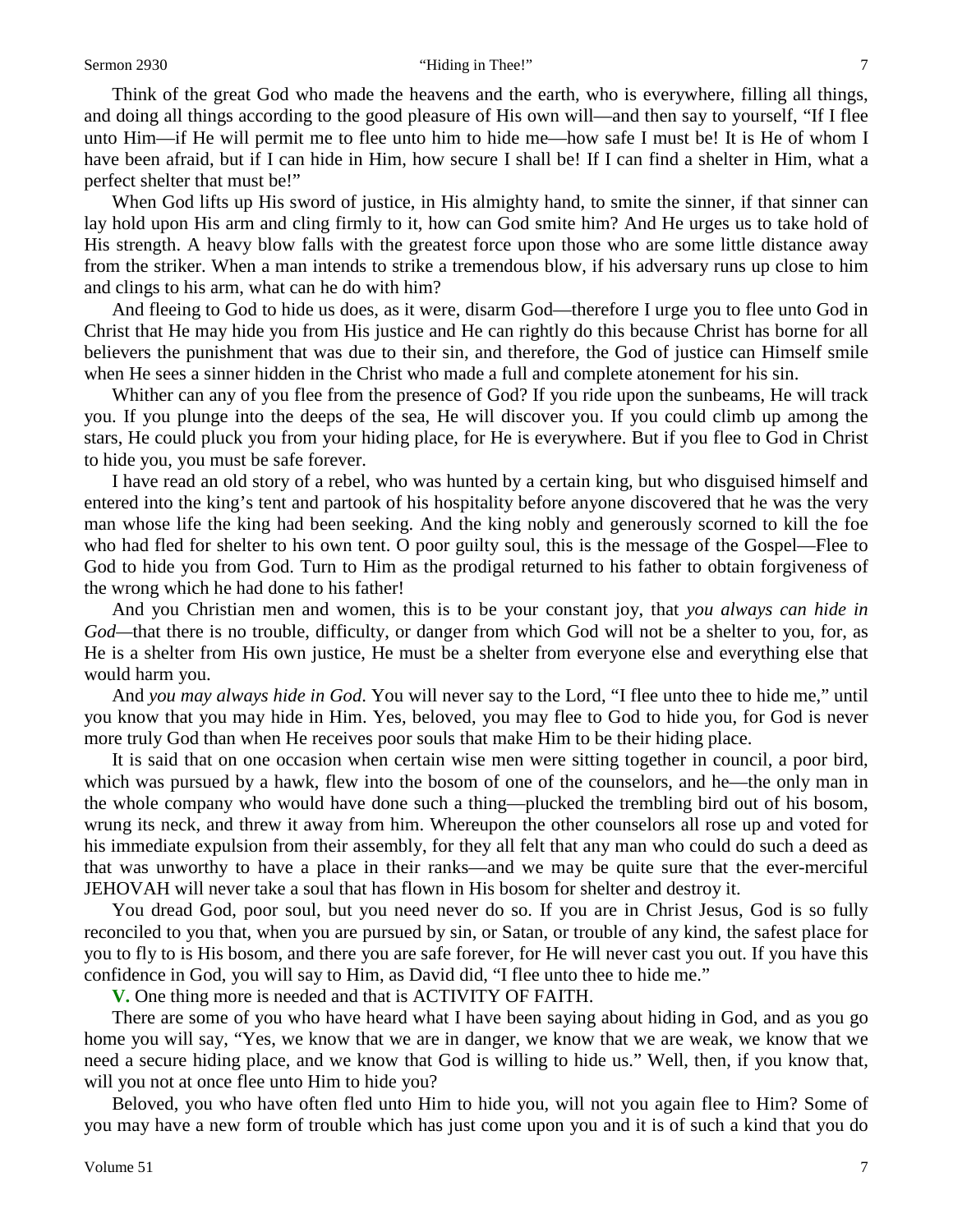Think of the great God who made the heavens and the earth, who is everywhere, filling all things, and doing all things according to the good pleasure of His own will—and then say to yourself, "If I flee unto Him—if He will permit me to flee unto him to hide me—how safe I must be! It is He of whom I have been afraid, but if I can hide in Him, how secure I shall be! If I can find a shelter in Him, what a perfect shelter that must be!"

When God lifts up His sword of justice, in His almighty hand, to smite the sinner, if that sinner can lay hold upon His arm and cling firmly to it, how can God smite him? And He urges us to take hold of His strength. A heavy blow falls with the greatest force upon those who are some little distance away from the striker. When a man intends to strike a tremendous blow, if his adversary runs up close to him and clings to his arm, what can he do with him?

And fleeing to God to hide us does, as it were, disarm God—therefore I urge you to flee unto God in Christ that He may hide you from His justice and He can rightly do this because Christ has borne for all believers the punishment that was due to their sin, and therefore, the God of justice can Himself smile when He sees a sinner hidden in the Christ who made a full and complete atonement for his sin.

Whither can any of you flee from the presence of God? If you ride upon the sunbeams, He will track you. If you plunge into the deeps of the sea, He will discover you. If you could climb up among the stars, He could pluck you from your hiding place, for He is everywhere. But if you flee to God in Christ to hide you, you must be safe forever.

I have read an old story of a rebel, who was hunted by a certain king, but who disguised himself and entered into the king's tent and partook of his hospitality before anyone discovered that he was the very man whose life the king had been seeking. And the king nobly and generously scorned to kill the foe who had fled for shelter to his own tent. O poor guilty soul, this is the message of the Gospel—Flee to God to hide you from God. Turn to Him as the prodigal returned to his father to obtain forgiveness of the wrong which he had done to his father!

And you Christian men and women, this is to be your constant joy, that *you always can hide in God*—that there is no trouble, difficulty, or danger from which God will not be a shelter to you, for, as He is a shelter from His own justice, He must be a shelter from everyone else and everything else that would harm you.

And *you may always hide in God*. You will never say to the Lord, "I flee unto thee to hide me," until you know that you may hide in Him. Yes, beloved, you may flee to God to hide you, for God is never more truly God than when He receives poor souls that make Him to be their hiding place.

It is said that on one occasion when certain wise men were sitting together in council, a poor bird, which was pursued by a hawk, flew into the bosom of one of the counselors, and he—the only man in the whole company who would have done such a thing—plucked the trembling bird out of his bosom, wrung its neck, and threw it away from him. Whereupon the other counselors all rose up and voted for his immediate expulsion from their assembly, for they all felt that any man who could do such a deed as that was unworthy to have a place in their ranks—and we may be quite sure that the ever-merciful JEHOVAH will never take a soul that has flown in His bosom for shelter and destroy it.

You dread God, poor soul, but you need never do so. If you are in Christ Jesus, God is so fully reconciled to you that, when you are pursued by sin, or Satan, or trouble of any kind, the safest place for you to fly to is His bosom, and there you are safe forever, for He will never cast you out. If you have this confidence in God, you will say to Him, as David did, "I flee unto thee to hide me."

**V.** One thing more is needed and that is ACTIVITY OF FAITH.

There are some of you who have heard what I have been saying about hiding in God, and as you go home you will say, "Yes, we know that we are in danger, we know that we are weak, we know that we need a secure hiding place, and we know that God is willing to hide us." Well, then, if you know that, will you not at once flee unto Him to hide you?

Beloved, you who have often fled unto Him to hide you, will not you again flee to Him? Some of you may have a new form of trouble which has just come upon you and it is of such a kind that you do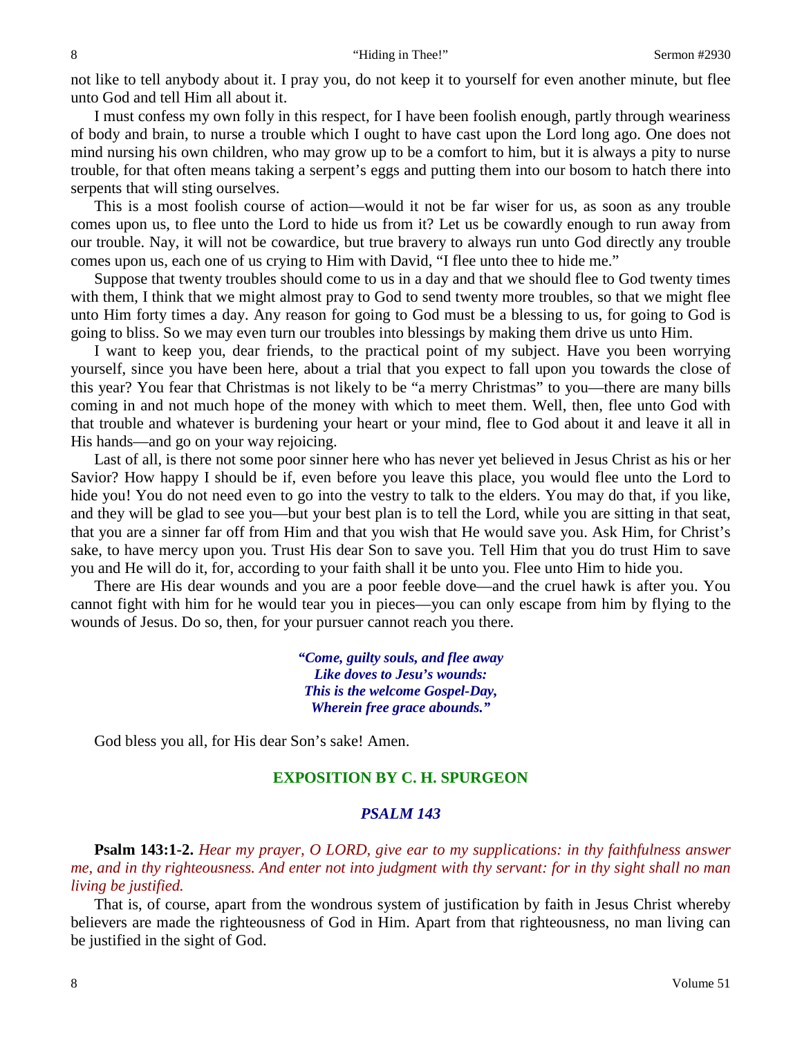not like to tell anybody about it. I pray you, do not keep it to yourself for even another minute, but flee unto God and tell Him all about it.

I must confess my own folly in this respect, for I have been foolish enough, partly through weariness of body and brain, to nurse a trouble which I ought to have cast upon the Lord long ago. One does not mind nursing his own children, who may grow up to be a comfort to him, but it is always a pity to nurse trouble, for that often means taking a serpent's eggs and putting them into our bosom to hatch there into serpents that will sting ourselves.

This is a most foolish course of action—would it not be far wiser for us, as soon as any trouble comes upon us, to flee unto the Lord to hide us from it? Let us be cowardly enough to run away from our trouble. Nay, it will not be cowardice, but true bravery to always run unto God directly any trouble comes upon us, each one of us crying to Him with David, "I flee unto thee to hide me."

Suppose that twenty troubles should come to us in a day and that we should flee to God twenty times with them, I think that we might almost pray to God to send twenty more troubles, so that we might flee unto Him forty times a day. Any reason for going to God must be a blessing to us, for going to God is going to bliss. So we may even turn our troubles into blessings by making them drive us unto Him.

I want to keep you, dear friends, to the practical point of my subject. Have you been worrying yourself, since you have been here, about a trial that you expect to fall upon you towards the close of this year? You fear that Christmas is not likely to be "a merry Christmas" to you—there are many bills coming in and not much hope of the money with which to meet them. Well, then, flee unto God with that trouble and whatever is burdening your heart or your mind, flee to God about it and leave it all in His hands—and go on your way rejoicing.

Last of all, is there not some poor sinner here who has never yet believed in Jesus Christ as his or her Savior? How happy I should be if, even before you leave this place, you would flee unto the Lord to hide you! You do not need even to go into the vestry to talk to the elders. You may do that, if you like, and they will be glad to see you—but your best plan is to tell the Lord, while you are sitting in that seat, that you are a sinner far off from Him and that you wish that He would save you. Ask Him, for Christ's sake, to have mercy upon you. Trust His dear Son to save you. Tell Him that you do trust Him to save you and He will do it, for, according to your faith shall it be unto you. Flee unto Him to hide you.

There are His dear wounds and you are a poor feeble dove—and the cruel hawk is after you. You cannot fight with him for he would tear you in pieces—you can only escape from him by flying to the wounds of Jesus. Do so, then, for your pursuer cannot reach you there.

> ***"Come, guilty souls, and flee away***
> ***Like doves to Jesu's wounds:***
> ***This is the welcome Gospel-Day,***
> ***Wherein free grace abounds."***

God bless you all, for His dear Son's sake! Amen.

## EXPOSITION BY C. H. SPURGEON

### *PSALM 143*

**Psalm 143:1-2.** *Hear my prayer, O LORD, give ear to my supplications: in thy faithfulness answer me, and in thy righteousness. And enter not into judgment with thy servant: for in thy sight shall no man living be justified.*

That is, of course, apart from the wondrous system of justification by faith in Jesus Christ whereby believers are made the righteousness of God in Him. Apart from that righteousness, no man living can be justified in the sight of God.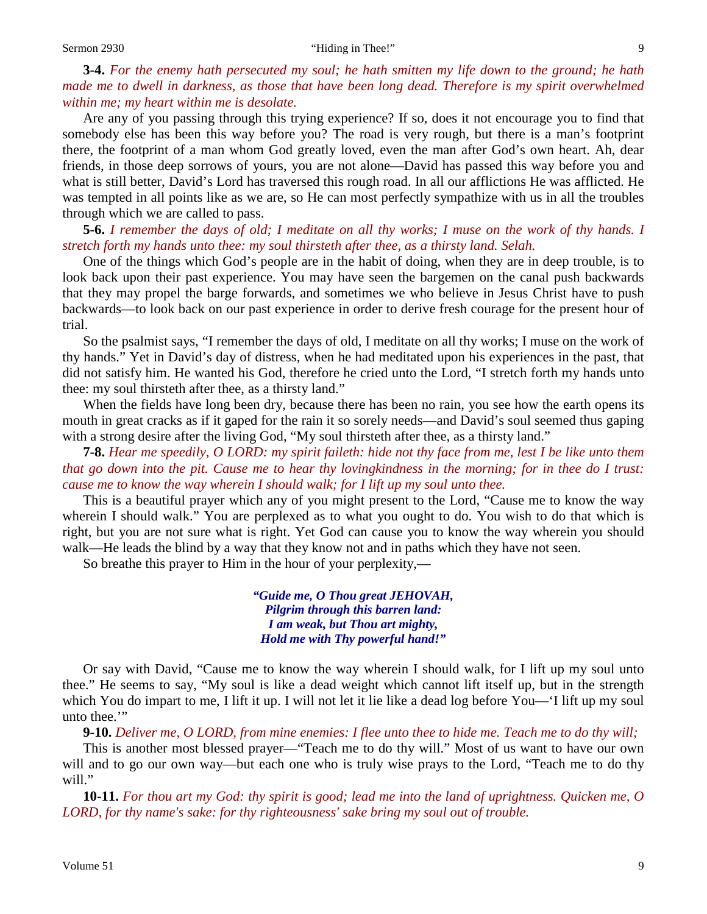**3-4.** *For the enemy hath persecuted my soul; he hath smitten my life down to the ground; he hath made me to dwell in darkness, as those that have been long dead. Therefore is my spirit overwhelmed within me; my heart within me is desolate.*

Are any of you passing through this trying experience? If so, does it not encourage you to find that somebody else has been this way before you? The road is very rough, but there is a man's footprint there, the footprint of a man whom God greatly loved, even the man after God's own heart. Ah, dear friends, in those deep sorrows of yours, you are not alone—David has passed this way before you and what is still better, David's Lord has traversed this rough road. In all our afflictions He was afflicted. He was tempted in all points like as we are, so He can most perfectly sympathize with us in all the troubles through which we are called to pass.

**5-6.** *I remember the days of old; I meditate on all thy works; I muse on the work of thy hands. I stretch forth my hands unto thee: my soul thirsteth after thee, as a thirsty land. Selah.*

One of the things which God's people are in the habit of doing, when they are in deep trouble, is to look back upon their past experience. You may have seen the bargemen on the canal push backwards that they may propel the barge forwards, and sometimes we who believe in Jesus Christ have to push backwards—to look back on our past experience in order to derive fresh courage for the present hour of trial.

So the psalmist says, "I remember the days of old, I meditate on all thy works; I muse on the work of thy hands." Yet in David's day of distress, when he had meditated upon his experiences in the past, that did not satisfy him. He wanted his God, therefore he cried unto the Lord, "I stretch forth my hands unto thee: my soul thirsteth after thee, as a thirsty land."

When the fields have long been dry, because there has been no rain, you see how the earth opens its mouth in great cracks as if it gaped for the rain it so sorely needs—and David's soul seemed thus gaping with a strong desire after the living God, "My soul thirsteth after thee, as a thirsty land."

**7-8.** *Hear me speedily, O LORD: my spirit faileth: hide not thy face from me, lest I be like unto them that go down into the pit. Cause me to hear thy lovingkindness in the morning; for in thee do I trust: cause me to know the way wherein I should walk; for I lift up my soul unto thee.*

This is a beautiful prayer which any of you might present to the Lord, "Cause me to know the way wherein I should walk." You are perplexed as to what you ought to do. You wish to do that which is right, but you are not sure what is right. Yet God can cause you to know the way wherein you should walk—He leads the blind by a way that they know not and in paths which they have not seen.

So breathe this prayer to Him in the hour of your perplexity,—

> ***"Guide me, O Thou great JEHOVAH,***
> ***Pilgrim through this barren land:***
> ***I am weak, but Thou art mighty,***
> ***Hold me with Thy powerful hand!"***

Or say with David, "Cause me to know the way wherein I should walk, for I lift up my soul unto thee." He seems to say, "My soul is like a dead weight which cannot lift itself up, but in the strength which You do impart to me, I lift it up. I will not let it lie like a dead log before You—'I lift up my soul unto thee.'"

**9-10.** *Deliver me, O LORD, from mine enemies: I flee unto thee to hide me. Teach me to do thy will;*

This is another most blessed prayer—"Teach me to do thy will." Most of us want to have our own will and to go our own way—but each one who is truly wise prays to the Lord, "Teach me to do thy will."

**10-11.** *For thou art my God: thy spirit is good; lead me into the land of uprightness. Quicken me, O LORD, for thy name's sake: for thy righteousness' sake bring my soul out of trouble.*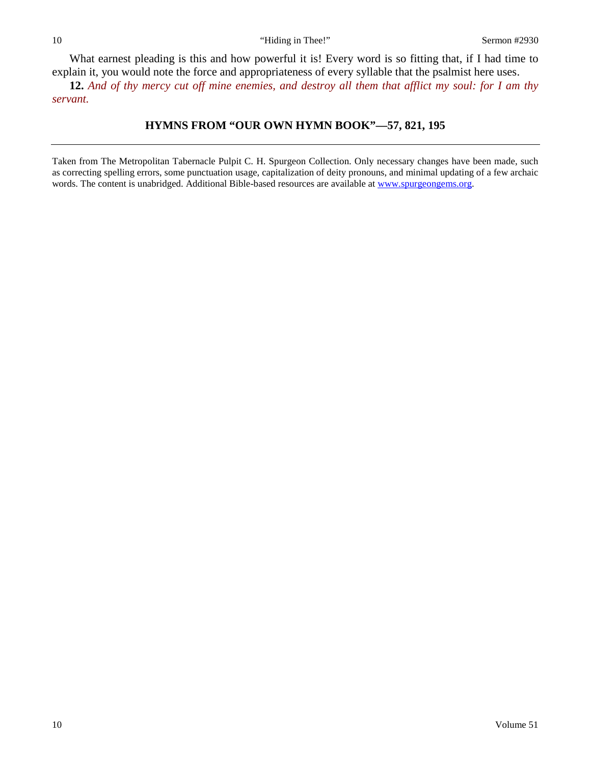What earnest pleading is this and how powerful it is! Every word is so fitting that, if I had time to explain it, you would note the force and appropriateness of every syllable that the psalmist here uses.

**12.** *And of thy mercy cut off mine enemies, and destroy all them that afflict my soul: for I am thy servant.*

## HYMNS FROM "OUR OWN HYMN BOOK"—57, 821, 195

---

Taken from The Metropolitan Tabernacle Pulpit C. H. Spurgeon Collection. Only necessary changes have been made, such as correcting spelling errors, some punctuation usage, capitalization of deity pronouns, and minimal updating of a few archaic words. The content is unabridged. Additional Bible-based resources are available at www.spurgeongems.org.